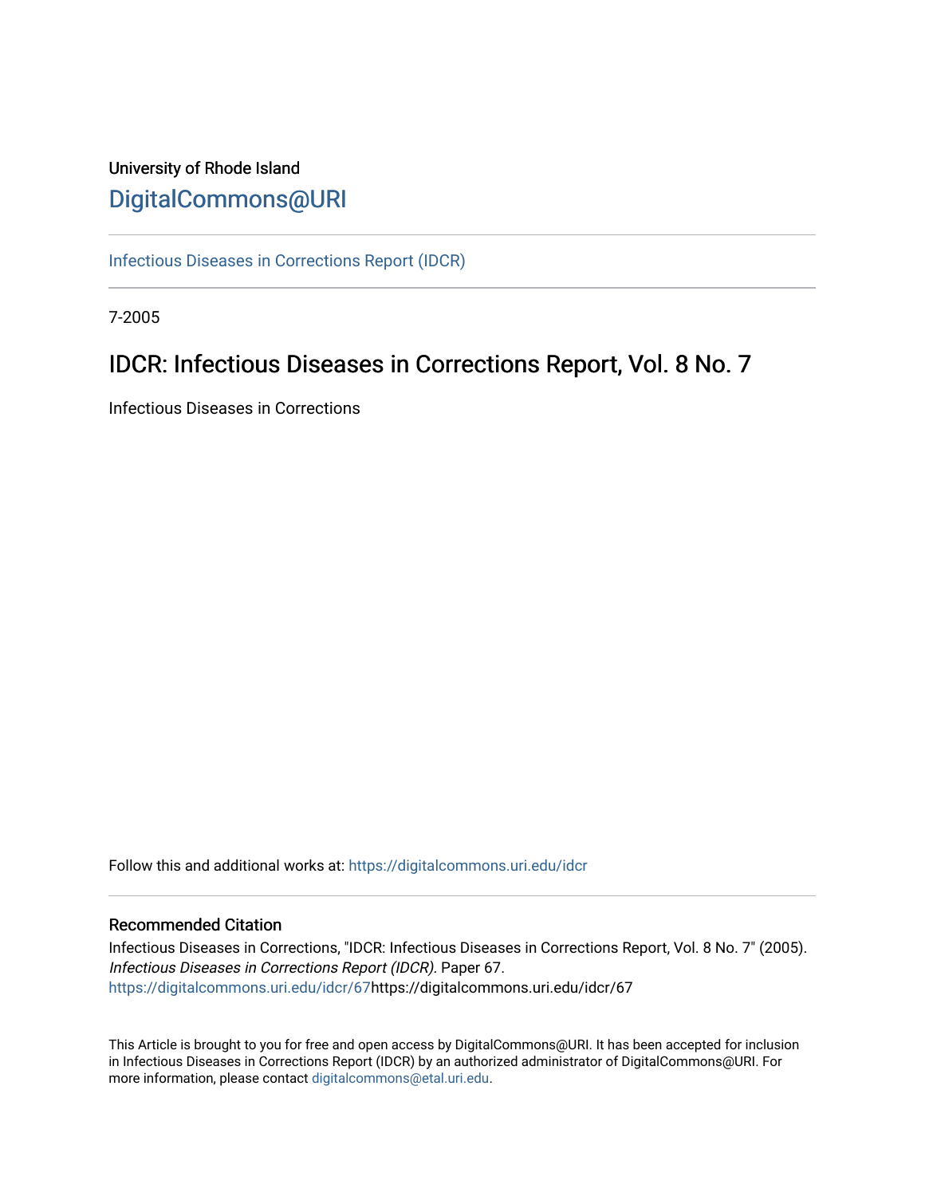University of Rhode Island

[DigitalCommons@URI](https://digitalcommons.uri.edu/)

---

[Infectious Diseases in Corrections Report (IDCR)](https://digitalcommons.uri.edu/idcr)

---

7-2005

# IDCR: Infectious Diseases in Corrections Report, Vol. 8 No. 7

Infectious Diseases in Corrections

Follow this and additional works at: https://digitalcommons.uri.edu/idcr

---

## Recommended Citation

Infectious Diseases in Corrections, "IDCR: Infectious Diseases in Corrections Report, Vol. 8 No. 7" (2005). *Infectious Diseases in Corrections Report (IDCR)*. Paper 67.
https://digitalcommons.uri.edu/idcr/67https://digitalcommons.uri.edu/idcr/67

This Article is brought to you for free and open access by DigitalCommons@URI. It has been accepted for inclusion in Infectious Diseases in Corrections Report (IDCR) by an authorized administrator of DigitalCommons@URI. For more information, please contact digitalcommons@etal.uri.edu.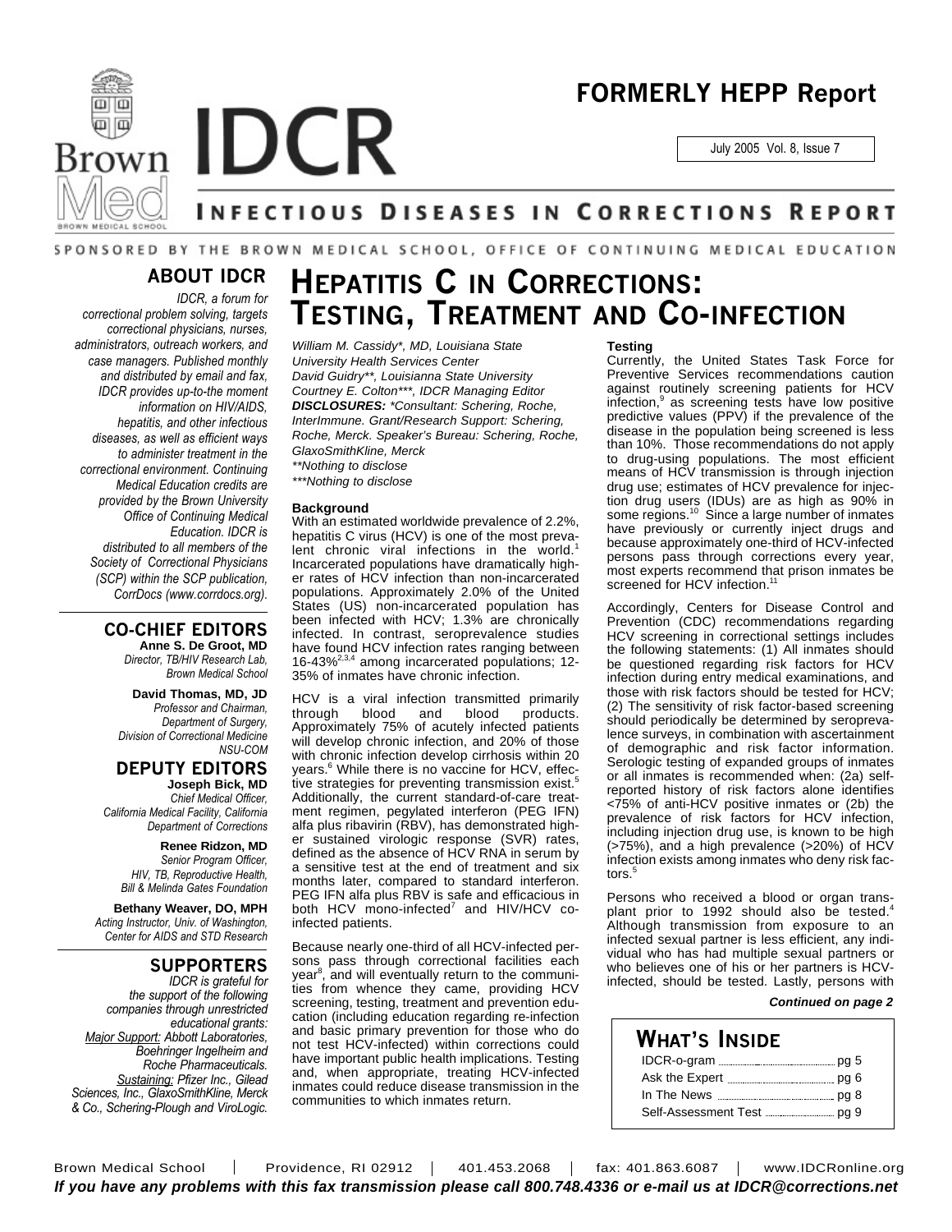# FORMERLY HEPP Report

July 2005 Vol. 8, Issue 7

# IDCR

## INFECTIOUS DISEASES IN CORRECTIONS REPORT

SPONSORED BY THE BROWN MEDICAL SCHOOL, OFFICE OF CONTINUING MEDICAL EDUCATION

### ABOUT IDCR

*IDCR, a forum for correctional problem solving, targets correctional physicians, nurses, administrators, outreach workers, and case managers. Published monthly and distributed by email and fax, IDCR provides up-to-the moment information on HIV/AIDS, hepatitis, and other infectious diseases, as well as efficient ways to administer treatment in the correctional environment. Continuing Medical Education credits are provided by the Brown University Office of Continuing Medical Education. IDCR is distributed to all members of the Society of Correctional Physicians (SCP) within the SCP publication, CorrDocs (www.corrdocs.org).*

### CO-CHIEF EDITORS

**Anne S. De Groot, MD**
*Director, TB/HIV Research Lab, Brown Medical School*

**David Thomas, MD, JD**
*Professor and Chairman, Department of Surgery, Division of Correctional Medicine NSU-COM*

### DEPUTY EDITORS

**Joseph Bick, MD**
*Chief Medical Officer, California Medical Facility, California Department of Corrections*

**Renee Ridzon, MD**
*Senior Program Officer, HIV, TB, Reproductive Health, Bill & Melinda Gates Foundation*

**Bethany Weaver, DO, MPH**
*Acting Instructor, Univ. of Washington, Center for AIDS and STD Research*

### SUPPORTERS

*IDCR is grateful for the support of the following companies through unrestricted educational grants: Major Support: Abbott Laboratories, Boehringer Ingelheim and Roche Pharmaceuticals. Sustaining: Pfizer Inc., Gilead Sciences, Inc., GlaxoSmithKline, Merck & Co., Schering-Plough and ViroLogic.*

# HEPATITIS C IN CORRECTIONS: TESTING, TREATMENT AND CO-INFECTION

*William M. Cassidy\*, MD, Louisiana State University Health Services Center*
*David Guidry\*\*, Louisianna State University*
*Courtney E. Colton\*\*\*, IDCR Managing Editor*
***DISCLOSURES:** \*Consultant: Schering, Roche, InterImmune. Grant/Research Support: Schering, Roche, Merck. Speaker's Bureau: Schering, Roche, GlaxoSmithKline, Merck*
*\*\*Nothing to disclose*
*\*\*\*Nothing to disclose*

**Background**

With an estimated worldwide prevalence of 2.2%, hepatitis C virus (HCV) is one of the most prevalent chronic viral infections in the world.[1] Incarcerated populations have dramatically higher rates of HCV infection than non-incarcerated populations. Approximately 2.0% of the United States (US) non-incarcerated population has been infected with HCV; 1.3% are chronically infected. In contrast, seroprevalence studies have found HCV infection rates ranging between 16-43%[2,3,4] among incarcerated populations; 12-35% of inmates have chronic infection.

HCV is a viral infection transmitted primarily through blood and blood products. Approximately 75% of acutely infected patients will develop chronic infection, and 20% of those with chronic infection develop cirrhosis within 20 years.[6] While there is no vaccine for HCV, effective strategies for preventing transmission exist.[5] Additionally, the current standard-of-care treatment regimen, pegylated interferon (PEG IFN) alfa plus ribavirin (RBV), has demonstrated higher sustained virologic response (SVR) rates, defined as the absence of HCV RNA in serum by a sensitive test at the end of treatment and six months later, compared to standard interferon. PEG IFN alfa plus RBV is safe and efficacious in both HCV mono-infected[7] and HIV/HCV co-infected patients.

Because nearly one-third of all HCV-infected persons pass through correctional facilities each year[8], and will eventually return to the communities from whence they came, providing HCV screening, testing, treatment and prevention education (including education regarding re-infection and basic primary prevention for those who do not test HCV-infected) within corrections could have important public health implications. Testing and, when appropriate, treating HCV-infected inmates could reduce disease transmission in the communities to which inmates return.

**Testing**

Currently, the United States Task Force for Preventive Services recommendations caution against routinely screening patients for HCV infection,[9] as screening tests have low positive predictive values (PPV) if the prevalence of the disease in the population being screened is less than 10%. Those recommendations do not apply to drug-using populations. The most efficient means of HCV transmission is through injection drug use; estimates of HCV prevalence for injection drug users (IDUs) are as high as 90% in some regions.[10] Since a large number of inmates have previously or currently inject drugs and because approximately one-third of HCV-infected persons pass through corrections every year, most experts recommend that prison inmates be screened for HCV infection.[11]

Accordingly, Centers for Disease Control and Prevention (CDC) recommendations regarding HCV screening in correctional settings includes the following statements: (1) All inmates should be questioned regarding risk factors for HCV infection during entry medical examinations, and those with risk factors should be tested for HCV; (2) The sensitivity of risk factor-based screening should periodically be determined by seroprevalence surveys, in combination with ascertainment of demographic and risk factor information. Serologic testing of expanded groups of inmates or all inmates is recommended when: (2a) self-reported history of risk factors alone identifies <75% of anti-HCV positive inmates or (2b) the prevalence of risk factors for HCV infection, including injection drug use, is known to be high (>75%), and a high prevalence (>20%) of HCV infection exists among inmates who deny risk factors.[5]

Persons who received a blood or organ transplant prior to 1992 should also be tested.[4] Although transmission from exposure to an infected sexual partner is less efficient, any individual who has had multiple sexual partners or who believes one of his or her partners is HCV-infected, should be tested. Lastly, persons with

***Continued on page 2***

### WHAT'S INSIDE

| | |
|---|---|
| IDCR-o-gram | pg 5 |
| Ask the Expert | pg 6 |
| In The News | pg 8 |
| Self-Assessment Test | pg 9 |

Brown Medical School | Providence, RI 02912 | 401.453.2068 | fax: 401.863.6087 | www.IDCRonline.org

***If you have any problems with this fax transmission please call 800.748.4336 or e-mail us at IDCR@corrections.net***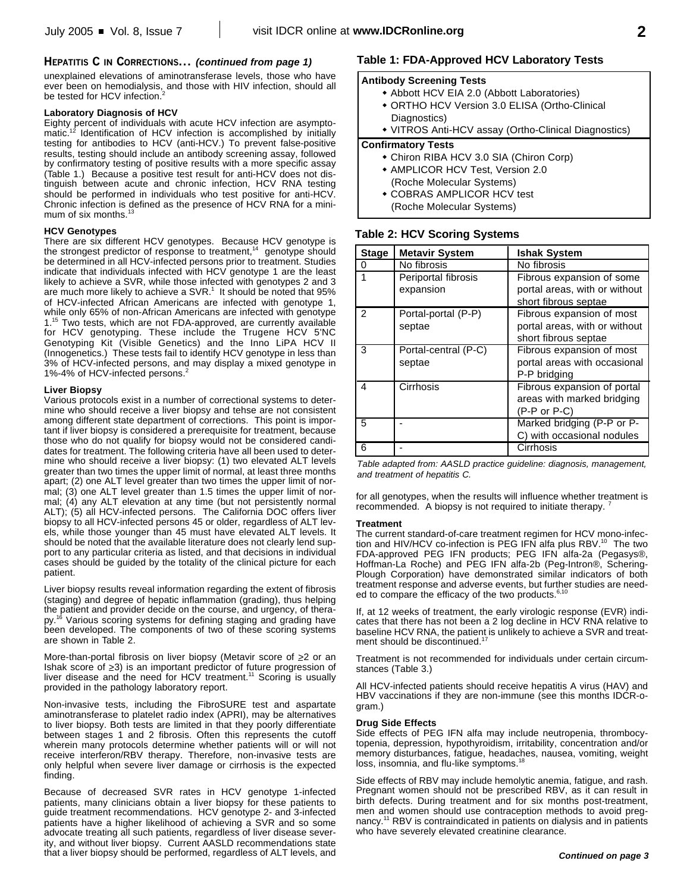## HEPATITIS C IN CORRECTIONS… *(continued from page 1)*

unexplained elevations of aminotransferase levels, those who have ever been on hemodialysis, and those with HIV infection, should all be tested for HCV infection.[2]

### Laboratory Diagnosis of HCV

Eighty percent of individuals with acute HCV infection are asymptomatic.[12] Identification of HCV infection is accomplished by initially testing for antibodies to HCV (anti-HCV.) To prevent false-positive results, testing should include an antibody screening assay, followed by confirmatory testing of positive results with a more specific assay (Table 1.) Because a positive test result for anti-HCV does not distinguish between acute and chronic infection, HCV RNA testing should be performed in individuals who test positive for anti-HCV. Chronic infection is defined as the presence of HCV RNA for a minimum of six months.[13]

### HCV Genotypes

There are six different HCV genotypes. Because HCV genotype is the strongest predictor of response to treatment,[14] genotype should be determined in all HCV-infected persons prior to treatment. Studies indicate that individuals infected with HCV genotype 1 are the least likely to achieve a SVR, while those infected with genotypes 2 and 3 are much more likely to achieve a SVR.[1] It should be noted that 95% of HCV-infected African Americans are infected with genotype 1, while only 65% of non-African Americans are infected with genotype 1.[15] Two tests, which are not FDA-approved, are currently available for HCV genotyping. These include the Trugene HCV 5'NC Genotyping Kit (Visible Genetics) and the Inno LiPA HCV II (Innogenetics.) These tests fail to identify HCV genotype in less than 3% of HCV-infected persons, and may display a mixed genotype in 1%-4% of HCV-infected persons.[2]

### Liver Biopsy

Various protocols exist in a number of correctional systems to determine who should receive a liver biopsy and tehse are not consistent among different state department of corrections. This point is important if liver biopsy is considered a prerequisite for treatment, because those who do not qualify for biopsy would not be considered candidates for treatment. The following criteria have all been used to determine who should receive a liver biopsy: (1) two elevated ALT levels greater than two times the upper limit of normal, at least three months apart; (2) one ALT level greater than two times the upper limit of normal; (3) one ALT level greater than 1.5 times the upper limit of normal; (4) any ALT elevation at any time (but not persistently normal ALT); (5) all HCV-infected persons. The California DOC offers liver biopsy to all HCV-infected persons 45 or older, regardless of ALT levels, while those younger than 45 must have elevated ALT levels. It should be noted that the available literature does not clearly lend support to any particular criteria as listed, and that decisions in individual cases should be guided by the totality of the clinical picture for each patient.

Liver biopsy results reveal information regarding the extent of fibrosis (staging) and degree of hepatic inflammation (grading), thus helping the patient and provider decide on the course, and urgency, of therapy.[16] Various scoring systems for defining staging and grading have been developed. The components of two of these scoring systems are shown in Table 2.

More-than-portal fibrosis on liver biopsy (Metavir score of ≥2 or an Ishak score of ≥3) is an important predictor of future progression of liver disease and the need for HCV treatment.[11] Scoring is usually provided in the pathology laboratory report.

Non-invasive tests, including the FibroSURE test and aspartate aminotransferase to platelet radio index (APRI), may be alternatives to liver biopsy. Both tests are limited in that they poorly differentiate between stages 1 and 2 fibrosis. Often this represents the cutoff wherein many protocols determine whether patients will or will not receive interferon/RBV therapy. Therefore, non-invasive tests are only helpful when severe liver damage or cirrhosis is the expected finding.

Because of decreased SVR rates in HCV genotype 1-infected patients, many clinicians obtain a liver biopsy for these patients to guide treatment recommendations. HCV genotype 2- and 3-infected patients have a higher likelihood of achieving a SVR and so some advocate treating all such patients, regardless of liver disease severity, and without liver biopsy. Current AASLD recommendations state that a liver biopsy should be performed, regardless of ALT levels, and for all genotypes, when the results will influence whether treatment is recommended. A biopsy is not required to initiate therapy.[7]

### Table 1: FDA-Approved HCV Laboratory Tests

**Antibody Screening Tests**

- Abbott HCV EIA 2.0 (Abbott Laboratories)
- ORTHO HCV Version 3.0 ELISA (Ortho-Clinical Diagnostics)
- VITROS Anti-HCV assay (Ortho-Clinical Diagnostics)

**Confirmatory Tests**

- Chiron RIBA HCV 3.0 SIA (Chiron Corp)
- AMPLICOR HCV Test, Version 2.0 (Roche Molecular Systems)
- COBRAS AMPLICOR HCV test (Roche Molecular Systems)

### Table 2: HCV Scoring Systems

| Stage | Metavir System | Ishak System |
|---|---|---|
| 0 | No fibrosis | No fibrosis |
| 1 | Periportal fibrosis expansion | Fibrous expansion of some portal areas, with or without short fibrous septae |
| 2 | Portal-portal (P-P) septae | Fibrous expansion of most portal areas, with or without short fibrous septae |
| 3 | Portal-central (P-C) septae | Fibrous expansion of most portal areas with occasional P-P bridging |
| 4 | Cirrhosis | Fibrous expansion of portal areas with marked bridging (P-P or P-C) |
| 5 | - | Marked bridging (P-P or P-C) with occasional nodules |
| 6 | - | Cirrhosis |

*Table adapted from: AASLD practice guideline: diagnosis, management, and treatment of hepatitis C.*

### Treatment

The current standard-of-care treatment regimen for HCV mono-infection and HIV/HCV co-infection is PEG IFN alfa plus RBV.[10] The two FDA-approved PEG IFN products; PEG IFN alfa-2a (Pegasys®, Hoffman-La Roche) and PEG IFN alfa-2b (Peg-Intron®, Schering-Plough Corporation) have demonstrated similar indicators of both treatment response and adverse events, but further studies are needed to compare the efficacy of the two products.[6,10]

If, at 12 weeks of treatment, the early virologic response (EVR) indicates that there has not been a 2 log decline in HCV RNA relative to baseline HCV RNA, the patient is unlikely to achieve a SVR and treatment should be discontinued.[17]

Treatment is not recommended for individuals under certain circumstances (Table 3.)

All HCV-infected patients should receive hepatitis A virus (HAV) and HBV vaccinations if they are non-immune (see this months IDCR-o-gram.)

### Drug Side Effects

Side effects of PEG IFN alfa may include neutropenia, thrombocytopenia, depression, hypothyroidism, irritability, concentration and/or memory disturbances, fatigue, headaches, nausea, vomiting, weight loss, insomnia, and flu-like symptoms.[18]

Side effects of RBV may include hemolytic anemia, fatigue, and rash. Pregnant women should not be prescribed RBV, as it can result in birth defects. During treatment and for six months post-treatment, men and women should use contraception methods to avoid pregnancy.[11] RBV is contraindicated in patients on dialysis and in patients who have severely elevated creatinine clearance.

***Continued on page 3***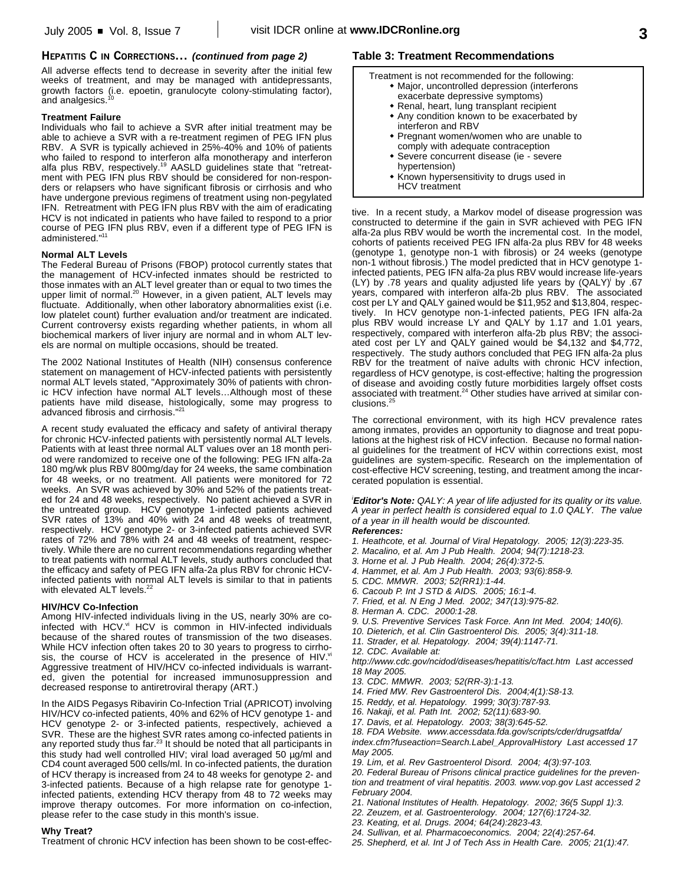## HEPATITIS C IN CORRECTIONS… *(continued from page 2)*

All adverse effects tend to decrease in severity after the initial few weeks of treatment, and may be managed with antidepressants, growth factors (i.e. epoetin, granulocyte colony-stimulating factor), and analgesics.[10]

### Treatment Failure

Individuals who fail to achieve a SVR after initial treatment may be able to achieve a SVR with a re-treatment regimen of PEG IFN plus RBV. A SVR is typically achieved in 25%-40% and 10% of patients who failed to respond to interferon alfa monotherapy and interferon alfa plus RBV, respectively.[19] AASLD guidelines state that "retreatment with PEG IFN plus RBV should be considered for non-responders or relapsers who have significant fibrosis or cirrhosis and who have undergone previous regimens of treatment using non-pegylated IFN. Retreatment with PEG IFN plus RBV with the aim of eradicating HCV is not indicated in patients who have failed to respond to a prior course of PEG IFN plus RBV, even if a different type of PEG IFN is administered."[11]

### Normal ALT Levels

The Federal Bureau of Prisons (FBOP) protocol currently states that the management of HCV-infected inmates should be restricted to those inmates with an ALT level greater than or equal to two times the upper limit of normal.[20] However, in a given patient, ALT levels may fluctuate. Additionally, when other laboratory abnormalities exist (i.e. low platelet count) further evaluation and/or treatment are indicated. Current controversy exists regarding whether patients, in whom all biochemical markers of liver injury are normal and in whom ALT levels are normal on multiple occasions, should be treated.

The 2002 National Institutes of Health (NIH) consensus conference statement on management of HCV-infected patients with persistently normal ALT levels stated, "Approximately 30% of patients with chronic HCV infection have normal ALT levels…Although most of these patients have mild disease, histologically, some may progress to advanced fibrosis and cirrhosis."[21]

A recent study evaluated the efficacy and safety of antiviral therapy for chronic HCV-infected patients with persistently normal ALT levels. Patients with at least three normal ALT values over an 18 month period were randomized to receive one of the following: PEG IFN alfa-2a 180 mg/wk plus RBV 800mg/day for 24 weeks, the same combination for 48 weeks, or no treatment. All patients were monitored for 72 weeks. An SVR was achieved by 30% and 52% of the patients treated for 24 and 48 weeks, respectively. No patient achieved a SVR in the untreated group. HCV genotype 1-infected patients achieved SVR rates of 13% and 40% with 24 and 48 weeks of treatment, respectively. HCV genotype 2- or 3-infected patients achieved SVR rates of 72% and 78% with 24 and 48 weeks of treatment, respectively. While there are no current recommendations regarding whether to treat patients with normal ALT levels, study authors concluded that the efficacy and safety of PEG IFN alfa-2a plus RBV for chronic HCV-infected patients with normal ALT levels is similar to that in patients with elevated ALT levels.[22]

### HIV/HCV Co-Infection

Among HIV-infected individuals living in the US, nearly 30% are co-infected with HCV.[vi] HCV is common in HIV-infected individuals because of the shared routes of transmission of the two diseases. While HCV infection often takes 20 to 30 years to progress to cirrhosis, the course of HCV is accelerated in the presence of HIV.[vi] Aggressive treatment of HIV/HCV co-infected individuals is warranted, given the potential for increased immunosuppression and decreased response to antiretroviral therapy (ART.)

In the AIDS Pegasys Ribavirin Co-Infection Trial (APRICOT) involving HIV/HCV co-infected patients, 40% and 62% of HCV genotype 1- and HCV genotype 2- or 3-infected patients, respectively, achieved a SVR. These are the highest SVR rates among co-infected patients in any reported study thus far.[23] It should be noted that all participants in this study had well controlled HIV; viral load averaged 50 µg/ml and CD4 count averaged 500 cells/ml. In co-infected patients, the duration of HCV therapy is increased from 24 to 48 weeks for genotype 2- and 3-infected patients. Because of a high relapse rate for genotype 1-infected patients, extending HCV therapy from 48 to 72 weeks may improve therapy outcomes. For more information on co-infection, please refer to the case study in this month's issue.

### Why Treat?

Treatment of chronic HCV infection has been shown to be cost-effective. In a recent study, a Markov model of disease progression was constructed to determine if the gain in SVR achieved with PEG IFN alfa-2a plus RBV would be worth the incremental cost. In the model, cohorts of patients received PEG IFN alfa-2a plus RBV for 48 weeks (genotype 1, genotype non-1 with fibrosis) or 24 weeks (genotype non-1 without fibrosis.) The model predicted that in HCV genotype 1-infected patients, PEG IFN alfa-2a plus RBV would increase life-years (LY) by .78 years and quality adjusted life years by (QALY)[i] by .67 years, compared with interferon alfa-2b plus RBV. The associated cost per LY and QALY gained would be $11,952 and $13,804, respectively. In HCV genotype non-1-infected patients, PEG IFN alfa-2a plus RBV would increase LY and QALY by 1.17 and 1.01 years, respectively, compared with interferon alfa-2b plus RBV; the associated cost per LY and QALY gained would be $4,132 and $4,772, respectively. The study authors concluded that PEG IFN alfa-2a plus RBV for the treatment of naïve adults with chronic HCV infection, regardless of HCV genotype, is cost-effective; halting the progression of disease and avoiding costly future morbidities largely offset costs associated with treatment.[24] Other studies have arrived at similar conclusions.[25]

The correctional environment, with its high HCV prevalence rates among inmates, provides an opportunity to diagnose and treat populations at the highest risk of HCV infection. Because no formal national guidelines for the treatment of HCV within corrections exist, most guidelines are system-specific. Research on the implementation of cost-effective HCV screening, testing, and treatment among the incarcerated population is essential.

### Table 3: Treatment Recommendations

Treatment is not recommended for the following:

- Major, uncontrolled depression (interferons exacerbate depressive symptoms)
- Renal, heart, lung transplant recipient
- Any condition known to be exacerbated by interferon and RBV
- Pregnant women/women who are unable to comply with adequate contraception
- Severe concurrent disease (ie - severe hypertension)
- Known hypersensitivity to drugs used in HCV treatment

[i] ***Editor's Note:*** *QALY: A year of life adjusted for its quality or its value. A year in perfect health is considered equal to 1.0 QALY. The value of a year in ill health would be discounted.*

***References:***

1. *Heathcote, et al. Journal of Viral Hepatology. 2005; 12(3):223-35.*
2. *Macalino, et al. Am J Pub Health. 2004; 94(7):1218-23.*
3. *Horne et al. J Pub Health. 2004; 26(4):372-5.*
4. *Hammet, et al. Am J Pub Health. 2003; 93(6):858-9.*
5. *CDC. MMWR. 2003; 52(RR1):1-44.*
6. *Cacoub P. Int J STD & AIDS. 2005; 16:1-4.*
7. *Fried, et al. N Eng J Med. 2002; 347(13):975-82.*
8. *Herman A. CDC. 2000:1-28.*
9. *U.S. Preventive Services Task Force. Ann Int Med. 2004; 140(6).*
10. *Dieterich, et al. Clin Gastroenterol Dis. 2005; 3(4):311-18.*
11. *Strader, et al. Hepatology. 2004; 39(4):1147-71.*
12. *CDC. Available at: http://www.cdc.gov/ncidod/diseases/hepatitis/c/fact.htm Last accessed 18 May 2005.*
13. *CDC. MMWR. 2003; 52(RR-3):1-13.*
14. *Fried MW. Rev Gastroenterol Dis. 2004;4(1):S8-13.*
15. *Reddy, et al. Hepatology. 1999; 30(3):787-93.*
16. *Nakaji, et al. Path Int. 2002; 52(11):683-90.*
17. *Davis, et al. Hepatology. 2003; 38(3):645-52.*
18. *FDA Website. www.accessdata.fda.gov/scripts/cder/drugsatfda/index.cfm?fuseaction=Search.Label_ApprovalHistory Last accessed 17 May 2005.*
19. *Lim, et al. Rev Gastroenterol Disord. 2004; 4(3):97-103.*
20. *Federal Bureau of Prisons clinical practice guidelines for the prevention and treatment of viral hepatitis. 2003. www.vop.gov Last accessed 2 February 2004.*
21. *National Institutes of Health. Hepatology. 2002; 36(5 Suppl 1):3.*
22. *Zeuzem, et al. Gastroenterology. 2004; 127(6):1724-32.*
23. *Keating, et al. Drugs. 2004; 64(24):2823-43.*
24. *Sullivan, et al. Pharmacoeconomics. 2004; 22(4):257-64.*
25. *Shepherd, et al. Int J of Tech Ass in Health Care. 2005; 21(1):47.*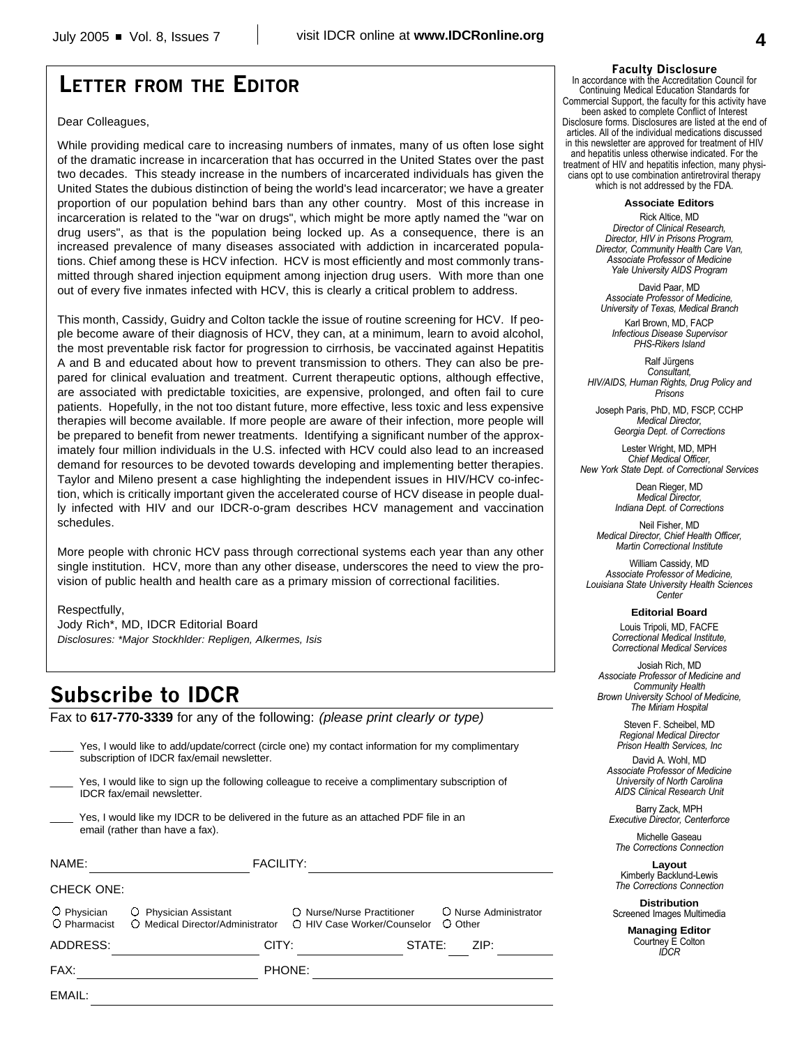## LETTER FROM THE EDITOR

Dear Colleagues,

While providing medical care to increasing numbers of inmates, many of us often lose sight of the dramatic increase in incarceration that has occurred in the United States over the past two decades. This steady increase in the numbers of incarcerated individuals has given the United States the dubious distinction of being the world's lead incarcerator; we have a greater proportion of our population behind bars than any other country. Most of this increase in incarceration is related to the "war on drugs", which might be more aptly named the "war on drug users", as that is the population being locked up. As a consequence, there is an increased prevalence of many diseases associated with addiction in incarcerated populations. Chief among these is HCV infection. HCV is most efficiently and most commonly transmitted through shared injection equipment among injection drug users. With more than one out of every five inmates infected with HCV, this is clearly a critical problem to address.

This month, Cassidy, Guidry and Colton tackle the issue of routine screening for HCV. If people become aware of their diagnosis of HCV, they can, at a minimum, learn to avoid alcohol, the most preventable risk factor for progression to cirrhosis, be vaccinated against Hepatitis A and B and educated about how to prevent transmission to others. They can also be prepared for clinical evaluation and treatment. Current therapeutic options, although effective, are associated with predictable toxicities, are expensive, prolonged, and often fail to cure patients. Hopefully, in the not too distant future, more effective, less toxic and less expensive therapies will become available. If more people are aware of their infection, more people will be prepared to benefit from newer treatments. Identifying a significant number of the approximately four million individuals in the U.S. infected with HCV could also lead to an increased demand for resources to be devoted towards developing and implementing better therapies. Taylor and Mileno present a case highlighting the independent issues in HIV/HCV co-infection, which is critically important given the accelerated course of HCV disease in people dually infected with HIV and our IDCR-o-gram describes HCV management and vaccination schedules.

More people with chronic HCV pass through correctional systems each year than any other single institution. HCV, more than any other disease, underscores the need to view the provision of public health and health care as a primary mission of correctional facilities.

Respectfully,
Jody Rich*, MD, IDCR Editorial Board
*Disclosures: *Major Stockhlder: Repligen, Alkermes, Isis*

## Subscribe to IDCR

Fax to **617-770-3339** for any of the following: *(please print clearly or type)*

____ Yes, I would like to add/update/correct (circle one) my contact information for my complimentary subscription of IDCR fax/email newsletter.

____ Yes, I would like to sign up the following colleague to receive a complimentary subscription of IDCR fax/email newsletter.

____ Yes, I would like my IDCR to be delivered in the future as an attached PDF file in an email (rather than have a fax).

NAME: ____________________ FACILITY: ____________________

CHECK ONE:

○ Physician ○ Physician Assistant ○ Nurse/Nurse Practitioner ○ Nurse Administrator
○ Pharmacist ○ Medical Director/Administrator ○ HIV Case Worker/Counselor ○ Other

ADDRESS: ____________________ CITY: ____________ STATE: ___ ZIP: ________

FAX: ____________________ PHONE: ____________________

EMAIL: ________________________________________

### Faculty Disclosure

In accordance with the Accreditation Council for Continuing Medical Education Standards for Commercial Support, the faculty for this activity have been asked to complete Conflict of Interest Disclosure forms. Disclosures are listed at the end of articles. All of the individual medications discussed in this newsletter are approved for treatment of HIV and hepatitis unless otherwise indicated. For the treatment of HIV and hepatitis infection, many physicians opt to use combination antiretroviral therapy which is not addressed by the FDA.

### Associate Editors

Rick Altice, MD
*Director of Clinical Research, Director, HIV in Prisons Program, Director, Community Health Care Van, Associate Professor of Medicine Yale University AIDS Program*

David Paar, MD
*Associate Professor of Medicine, University of Texas, Medical Branch*

Karl Brown, MD, FACP
*Infectious Disease Supervisor PHS-Rikers Island*

Ralf Jürgens
*Consultant, HIV/AIDS, Human Rights, Drug Policy and Prisons*

Joseph Paris, PhD, MD, FSCP, CCHP
*Medical Director, Georgia Dept. of Corrections*

Lester Wright, MD, MPH
*Chief Medical Officer, New York State Dept. of Correctional Services*

Dean Rieger, MD
*Medical Director, Indiana Dept. of Corrections*

Neil Fisher, MD
*Medical Director, Chief Health Officer, Martin Correctional Institute*

William Cassidy, MD
*Associate Professor of Medicine, Louisiana State University Health Sciences Center*

### Editorial Board

Louis Tripoli, MD, FACFE
*Correctional Medical Institute, Correctional Medical Services*

Josiah Rich, MD
*Associate Professor of Medicine and Community Health Brown University School of Medicine, The Miriam Hospital*

Steven F. Scheibel, MD
*Regional Medical Director Prison Health Services, Inc*

David A. Wohl, MD
*Associate Professor of Medicine University of North Carolina AIDS Clinical Research Unit*

Barry Zack, MPH
*Executive Director, Centerforce*

Michelle Gaseau
*The Corrections Connection*

### Layout

Kimberly Backlund-Lewis
*The Corrections Connection*

### Distribution

Screened Images Multimedia

### Managing Editor

Courtney E Colton
*IDCR*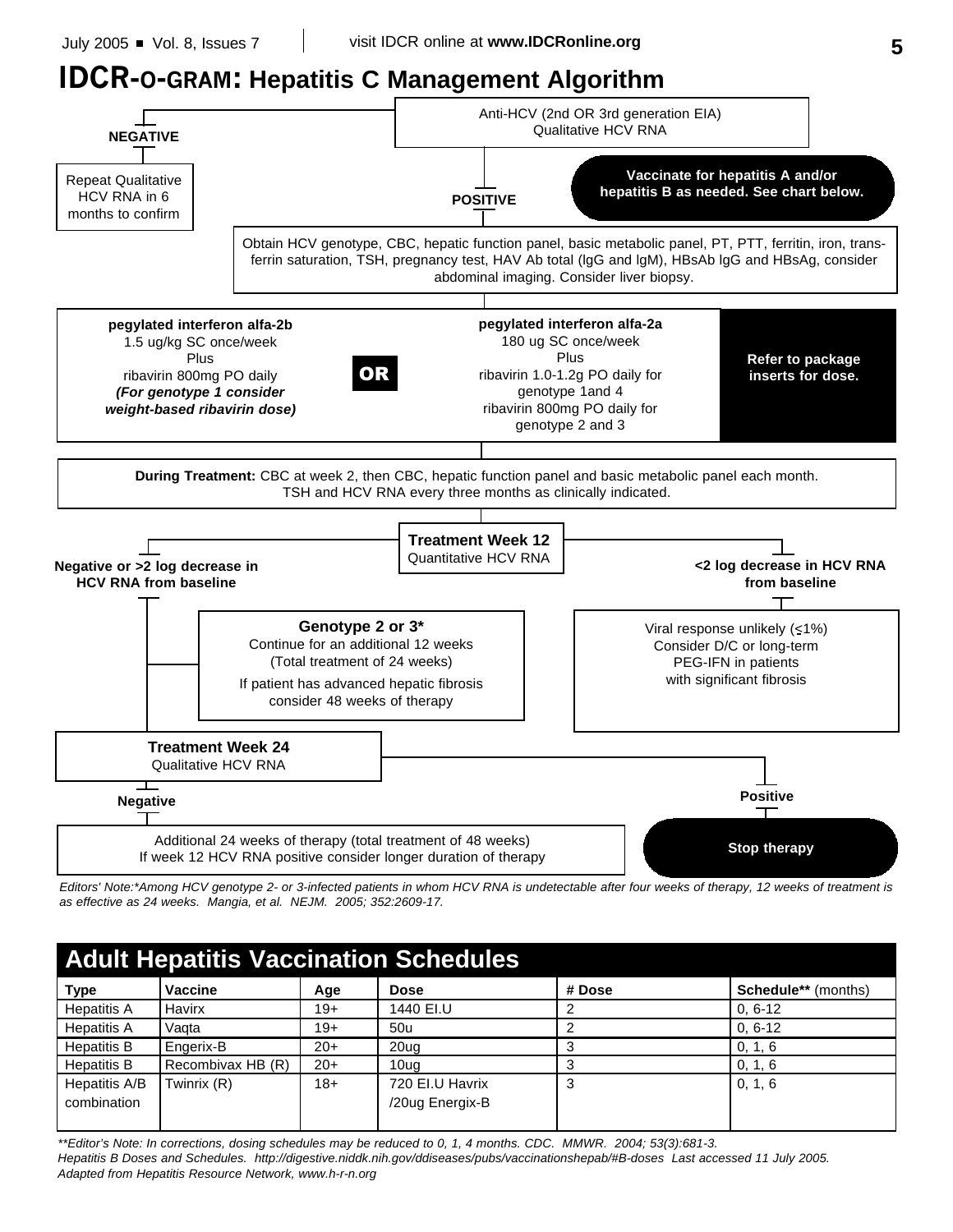# IDCR-O-GRAM: Hepatitis C Management Algorithm

Anti-HCV (2nd OR 3rd generation EIA)
Qualitative HCV RNA

**NEGATIVE**

Repeat Qualitative HCV RNA in 6 months to confirm

**POSITIVE**

**Vaccinate for hepatitis A and/or hepatitis B as needed. See chart below.**

Obtain HCV genotype, CBC, hepatic function panel, basic metabolic panel, PT, PTT, ferritin, iron, transferrin saturation, TSH, pregnancy test, HAV Ab total (lgG and lgM), HBsAb lgG and HBsAg, consider abdominal imaging. Consider liver biopsy.

**pegylated interferon alfa-2b**
1.5 ug/kg SC once/week
Plus
ribavirin 800mg PO daily
***(For genotype 1 consider weight-based ribavirin dose)***

**OR**

**pegylated interferon alfa-2a**
180 ug SC once/week
Plus
ribavirin 1.0-1.2g PO daily for genotype 1and 4
ribavirin 800mg PO daily for genotype 2 and 3

**Refer to package inserts for dose.**

**During Treatment:** CBC at week 2, then CBC, hepatic function panel and basic metabolic panel each month. TSH and HCV RNA every three months as clinically indicated.

**Treatment Week 12**
Quantitative HCV RNA

**Negative or >2 log decrease in HCV RNA from baseline**

**Genotype 2 or 3***
Continue for an additional 12 weeks
(Total treatment of 24 weeks)
If patient has advanced hepatic fibrosis consider 48 weeks of therapy

**<2 log decrease in HCV RNA from baseline**

Viral response unlikely (≤1%)
Consider D/C or long-term PEG-IFN in patients with significant fibrosis

**Treatment Week 24**
Qualitative HCV RNA

**Negative**

Additional 24 weeks of therapy (total treatment of 48 weeks)
If week 12 HCV RNA positive consider longer duration of therapy

**Positive**

**Stop therapy**

*Editors' Note:*Among HCV genotype 2- or 3-infected patients in whom HCV RNA is undetectable after four weeks of therapy, 12 weeks of treatment is as effective as 24 weeks. Mangia, et al. NEJM. 2005; 352:2609-17.*

## Adult Hepatitis Vaccination Schedules

| Type | Vaccine | Age | Dose | # Dose | Schedule** (months) |
|---|---|---|---|---|---|
| Hepatitis A | Havirx | 19+ | 1440 El.U | 2 | 0, 6-12 |
| Hepatitis A | Vaqta | 19+ | 50u | 2 | 0, 6-12 |
| Hepatitis B | Engerix-B | 20+ | 20ug | 3 | 0, 1, 6 |
| Hepatitis B | Recombivax HB (R) | 20+ | 10ug | 3 | 0, 1, 6 |
| Hepatitis A/B combination | Twinrix (R) | 18+ | 720 El.U Havrix /20ug Energix-B | 3 | 0, 1, 6 |

*\*\*Editor's Note: In corrections, dosing schedules may be reduced to 0, 1, 4 months. CDC. MMWR. 2004; 53(3):681-3.*
*Hepatitis B Doses and Schedules. http://digestive.niddk.nih.gov/ddiseases/pubs/vaccinationshepab/#B-doses Last accessed 11 July 2005.*
*Adapted from Hepatitis Resource Network, www.h-r-n.org*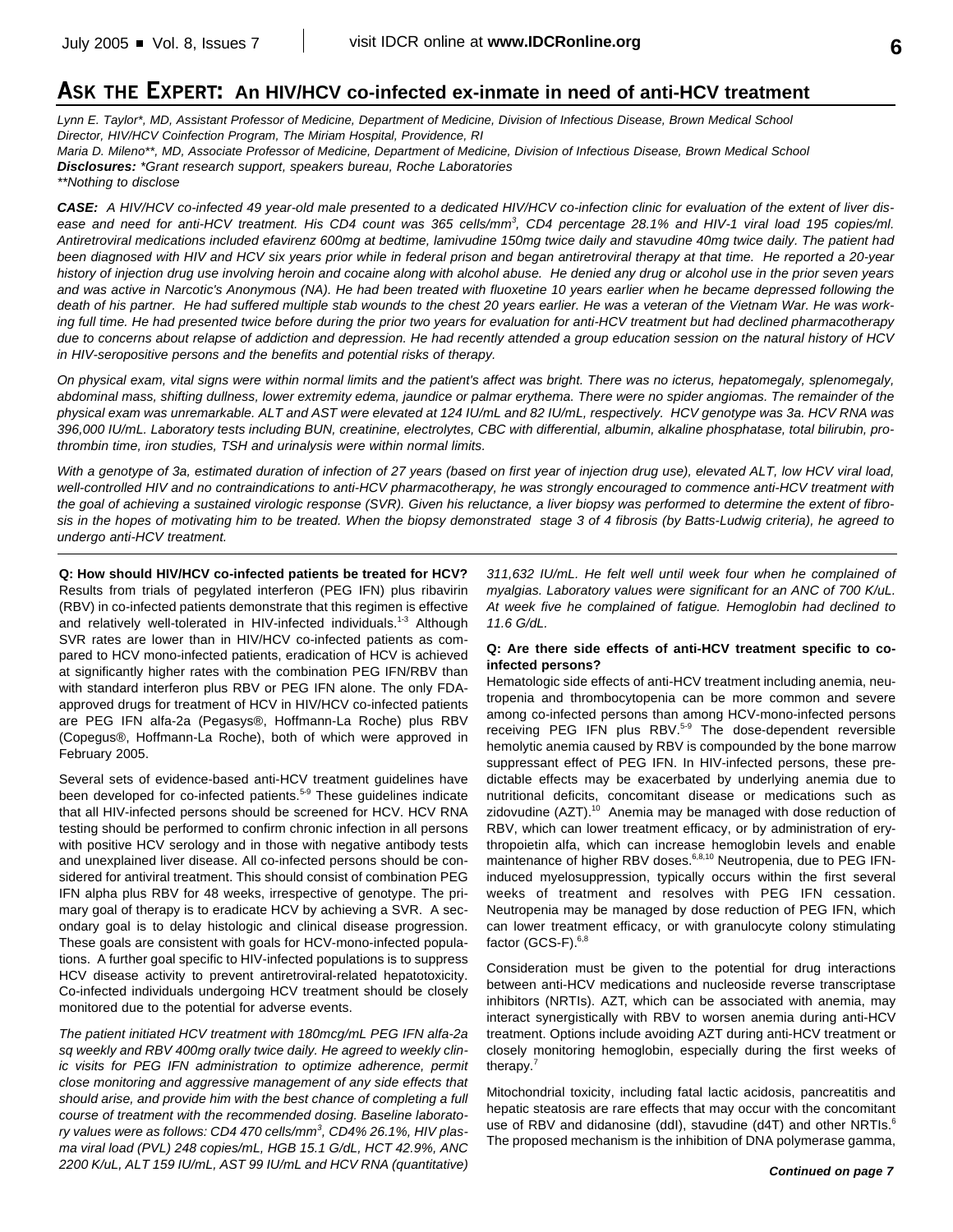# ASK THE EXPERT: An HIV/HCV co-infected ex-inmate in need of anti-HCV treatment

*Lynn E. Taylor\*, MD, Assistant Professor of Medicine, Department of Medicine, Division of Infectious Disease, Brown Medical School Director, HIV/HCV Coinfection Program, The Miriam Hospital, Providence, RI*
*Maria D. Mileno\*\*, MD, Associate Professor of Medicine, Department of Medicine, Division of Infectious Disease, Brown Medical School*
***Disclosures:** \*Grant research support, speakers bureau, Roche Laboratories*
*\*\*Nothing to disclose*

***CASE:** A HIV/HCV co-infected 49 year-old male presented to a dedicated HIV/HCV co-infection clinic for evaluation of the extent of liver disease and need for anti-HCV treatment. His CD4 count was 365 cells/mm$^3$, CD4 percentage 28.1% and HIV-1 viral load 195 copies/ml. Antiretroviral medications included efavirenz 600mg at bedtime, lamivudine 150mg twice daily and stavudine 40mg twice daily. The patient had been diagnosed with HIV and HCV six years prior while in federal prison and began antiretroviral therapy at that time. He reported a 20-year history of injection drug use involving heroin and cocaine along with alcohol abuse. He denied any drug or alcohol use in the prior seven years and was active in Narcotic's Anonymous (NA). He had been treated with fluoxetine 10 years earlier when he became depressed following the death of his partner. He had suffered multiple stab wounds to the chest 20 years earlier. He was a veteran of the Vietnam War. He was working full time. He had presented twice before during the prior two years for evaluation for anti-HCV treatment but had declined pharmacotherapy due to concerns about relapse of addiction and depression. He had recently attended a group education session on the natural history of HCV in HIV-seropositive persons and the benefits and potential risks of therapy.*

*On physical exam, vital signs were within normal limits and the patient's affect was bright. There was no icterus, hepatomegaly, splenomegaly, abdominal mass, shifting dullness, lower extremity edema, jaundice or palmar erythema. There were no spider angiomas. The remainder of the physical exam was unremarkable. ALT and AST were elevated at 124 IU/mL and 82 IU/mL, respectively. HCV genotype was 3a. HCV RNA was 396,000 IU/mL. Laboratory tests including BUN, creatinine, electrolytes, CBC with differential, albumin, alkaline phosphatase, total bilirubin, prothrombin time, iron studies, TSH and urinalysis were within normal limits.*

*With a genotype of 3a, estimated duration of infection of 27 years (based on first year of injection drug use), elevated ALT, low HCV viral load, well-controlled HIV and no contraindications to anti-HCV pharmacotherapy, he was strongly encouraged to commence anti-HCV treatment with the goal of achieving a sustained virologic response (SVR). Given his reluctance, a liver biopsy was performed to determine the extent of fibrosis in the hopes of motivating him to be treated. When the biopsy demonstrated stage 3 of 4 fibrosis (by Batts-Ludwig criteria), he agreed to undergo anti-HCV treatment.*

**Q: How should HIV/HCV co-infected patients be treated for HCV?**
Results from trials of pegylated interferon (PEG IFN) plus ribavirin (RBV) in co-infected patients demonstrate that this regimen is effective and relatively well-tolerated in HIV-infected individuals.[1-3] Although SVR rates are lower than in HIV/HCV co-infected patients as compared to HCV mono-infected patients, eradication of HCV is achieved at significantly higher rates with the combination PEG IFN/RBV than with standard interferon plus RBV or PEG IFN alone. The only FDA-approved drugs for treatment of HCV in HIV/HCV co-infected patients are PEG IFN alfa-2a (Pegasys®, Hoffmann-La Roche) plus RBV (Copegus®, Hoffmann-La Roche), both of which were approved in February 2005.

Several sets of evidence-based anti-HCV treatment guidelines have been developed for co-infected patients.[5-9] These guidelines indicate that all HIV-infected persons should be screened for HCV. HCV RNA testing should be performed to confirm chronic infection in all persons with positive HCV serology and in those with negative antibody tests and unexplained liver disease. All co-infected persons should be considered for antiviral treatment. This should consist of combination PEG IFN alpha plus RBV for 48 weeks, irrespective of genotype. The primary goal of therapy is to eradicate HCV by achieving a SVR. A secondary goal is to delay histologic and clinical disease progression. These goals are consistent with goals for HCV-mono-infected populations. A further goal specific to HIV-infected populations is to suppress HCV disease activity to prevent antiretroviral-related hepatotoxicity. Co-infected individuals undergoing HCV treatment should be closely monitored due to the potential for adverse events.

*The patient initiated HCV treatment with 180mcg/mL PEG IFN alfa-2a sq weekly and RBV 400mg orally twice daily. He agreed to weekly clinic visits for PEG IFN administration to optimize adherence, permit close monitoring and aggressive management of any side effects that should arise, and provide him with the best chance of completing a full course of treatment with the recommended dosing. Baseline laboratory values were as follows: CD4 470 cells/mm$^3$, CD4% 26.1%, HIV plasma viral load (PVL) 248 copies/mL, HGB 15.1 G/dL, HCT 42.9%, ANC 2200 K/uL, ALT 159 IU/mL, AST 99 IU/mL and HCV RNA (quantitative) 311,632 IU/mL. He felt well until week four when he complained of myalgias. Laboratory values were significant for an ANC of 700 K/uL. At week five he complained of fatigue. Hemoglobin had declined to 11.6 G/dL.*

**Q: Are there side effects of anti-HCV treatment specific to co-infected persons?**
Hematologic side effects of anti-HCV treatment including anemia, neutropenia and thrombocytopenia can be more common and severe among co-infected persons than among HCV-mono-infected persons receiving PEG IFN plus RBV.[5-9] The dose-dependent reversible hemolytic anemia caused by RBV is compounded by the bone marrow suppressant effect of PEG IFN. In HIV-infected persons, these predictable effects may be exacerbated by underlying anemia due to nutritional deficits, concomitant disease or medications such as zidovudine (AZT).[10] Anemia may be managed with dose reduction of RBV, which can lower treatment efficacy, or by administration of erythropoietin alfa, which can increase hemoglobin levels and enable maintenance of higher RBV doses.[6,8,10] Neutropenia, due to PEG IFN-induced myelosuppression, typically occurs within the first several weeks of treatment and resolves with PEG IFN cessation. Neutropenia may be managed by dose reduction of PEG IFN, which can lower treatment efficacy, or with granulocyte colony stimulating factor (GCS-F).[6,8]

Consideration must be given to the potential for drug interactions between anti-HCV medications and nucleoside reverse transcriptase inhibitors (NRTIs). AZT, which can be associated with anemia, may interact synergistically with RBV to worsen anemia during anti-HCV treatment. Options include avoiding AZT during anti-HCV treatment or closely monitoring hemoglobin, especially during the first weeks of therapy.[7]

Mitochondrial toxicity, including fatal lactic acidosis, pancreatitis and hepatic steatosis are rare effects that may occur with the concomitant use of RBV and didanosine (ddI), stavudine (d4T) and other NRTIs.[6] The proposed mechanism is the inhibition of DNA polymerase gamma,

***Continued on page 7***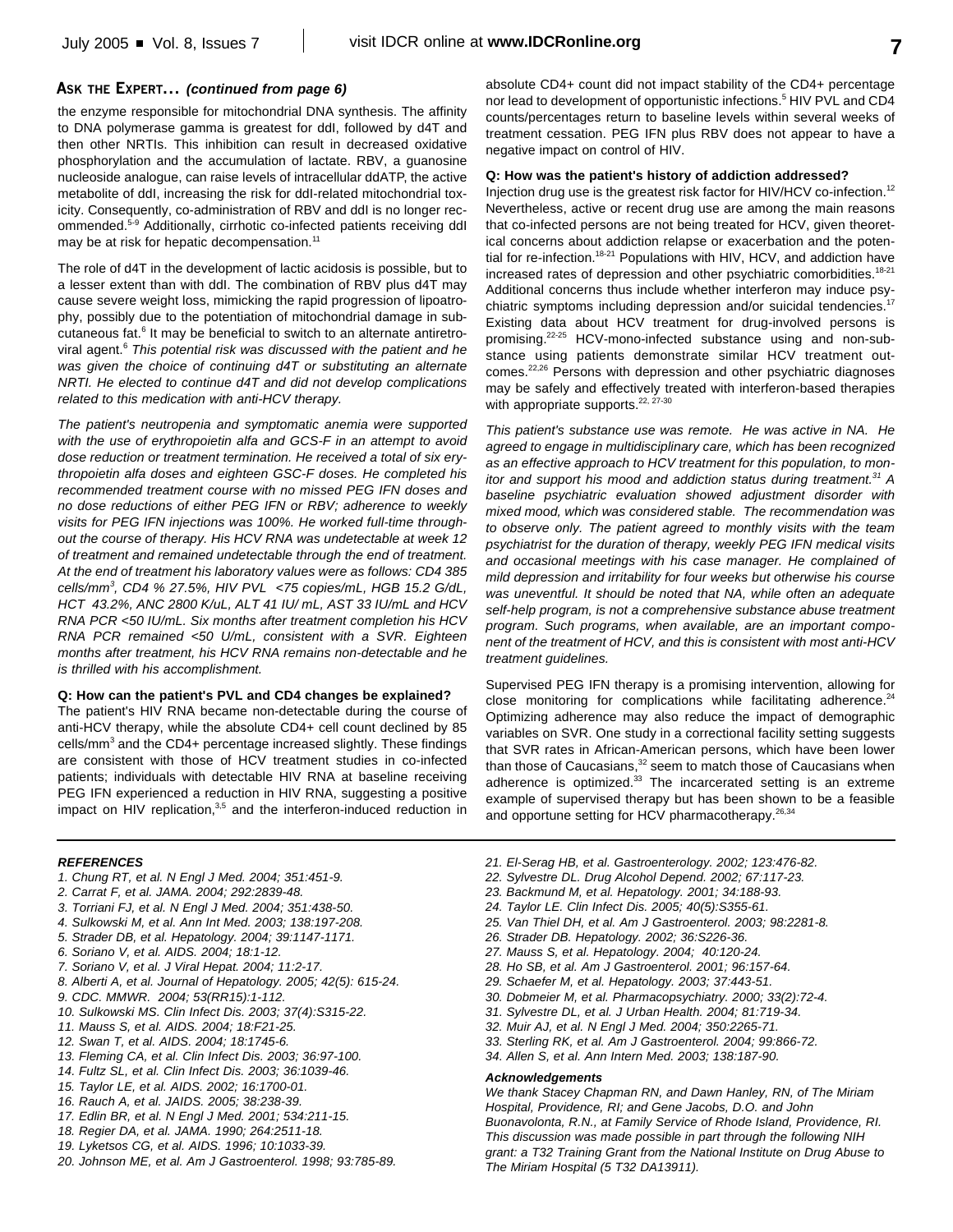**ASK THE EXPERT...** ***(continued from page 6)***

the enzyme responsible for mitochondrial DNA synthesis. The affinity to DNA polymerase gamma is greatest for ddI, followed by d4T and then other NRTIs. This inhibition can result in decreased oxidative phosphorylation and the accumulation of lactate. RBV, a guanosine nucleoside analogue, can raise levels of intracellular ddATP, the active metabolite of ddI, increasing the risk for ddI-related mitochondrial toxicity. Consequently, co-administration of RBV and ddI is no longer recommended.[5-9] Additionally, cirrhotic co-infected patients receiving ddI may be at risk for hepatic decompensation.[11]

The role of d4T in the development of lactic acidosis is possible, but to a lesser extent than with ddI. The combination of RBV plus d4T may cause severe weight loss, mimicking the rapid progression of lipoatrophy, possibly due to the potentiation of mitochondrial damage in subcutaneous fat.[6] It may be beneficial to switch to an alternate antiretroviral agent.[6] *This potential risk was discussed with the patient and he was given the choice of continuing d4T or substituting an alternate NRTI. He elected to continue d4T and did not develop complications related to this medication with anti-HCV therapy.*

*The patient's neutropenia and symptomatic anemia were supported with the use of erythropoietin alfa and GCS-F in an attempt to avoid dose reduction or treatment termination. He received a total of six erythropoietin alfa doses and eighteen GSC-F doses. He completed his recommended treatment course with no missed PEG IFN doses and no dose reductions of either PEG IFN or RBV; adherence to weekly visits for PEG IFN injections was 100%. He worked full-time throughout the course of therapy. His HCV RNA was undetectable at week 12 of treatment and remained undetectable through the end of treatment. At the end of treatment his laboratory values were as follows: CD4 385 cells/mm$^3$, CD4 % 27.5%, HIV PVL <75 copies/mL, HGB 15.2 G/dL, HCT 43.2%, ANC 2800 K/uL, ALT 41 IU/ mL, AST 33 IU/mL and HCV RNA PCR <50 IU/mL. Six months after treatment completion his HCV RNA PCR remained <50 U/mL, consistent with a SVR. Eighteen months after treatment, his HCV RNA remains non-detectable and he is thrilled with his accomplishment.*

**Q: How can the patient's PVL and CD4 changes be explained?**

The patient's HIV RNA became non-detectable during the course of anti-HCV therapy, while the absolute CD4+ cell count declined by 85 cells/mm$^3$ and the CD4+ percentage increased slightly. These findings are consistent with those of HCV treatment studies in co-infected patients; individuals with detectable HIV RNA at baseline receiving PEG IFN experienced a reduction in HIV RNA, suggesting a positive impact on HIV replication,[3,5] and the interferon-induced reduction in absolute CD4+ count did not impact stability of the CD4+ percentage nor lead to development of opportunistic infections.[5] HIV PVL and CD4 counts/percentages return to baseline levels within several weeks of treatment cessation. PEG IFN plus RBV does not appear to have a negative impact on control of HIV.

**Q: How was the patient's history of addiction addressed?**

Injection drug use is the greatest risk factor for HIV/HCV co-infection.[12] Nevertheless, active or recent drug use are among the main reasons that co-infected persons are not being treated for HCV, given theoretical concerns about addiction relapse or exacerbation and the potential for re-infection.[18-21] Populations with HIV, HCV, and addiction have increased rates of depression and other psychiatric comorbidities.[18-21] Additional concerns thus include whether interferon may induce psychiatric symptoms including depression and/or suicidal tendencies.[17] Existing data about HCV treatment for drug-involved persons is promising.[22-25] HCV-mono-infected substance using and non-substance using patients demonstrate similar HCV treatment outcomes.[22,26] Persons with depression and other psychiatric diagnoses may be safely and effectively treated with interferon-based therapies with appropriate supports.[22, 27-30]

*This patient's substance use was remote. He was active in NA. He agreed to engage in multidisciplinary care, which has been recognized as an effective approach to HCV treatment for this population, to monitor and support his mood and addiction status during treatment.[31] A baseline psychiatric evaluation showed adjustment disorder with mixed mood, which was considered stable. The recommendation was to observe only. The patient agreed to monthly visits with the team psychiatrist for the duration of therapy, weekly PEG IFN medical visits and occasional meetings with his case manager. He complained of mild depression and irritability for four weeks but otherwise his course was uneventful. It should be noted that NA, while often an adequate self-help program, is not a comprehensive substance abuse treatment program. Such programs, when available, are an important component of the treatment of HCV, and this is consistent with most anti-HCV treatment guidelines.*

Supervised PEG IFN therapy is a promising intervention, allowing for close monitoring for complications while facilitating adherence.[24] Optimizing adherence may also reduce the impact of demographic variables on SVR. One study in a correctional facility setting suggests that SVR rates in African-American persons, which have been lower than those of Caucasians,[32] seem to match those of Caucasians when adherence is optimized.[33] The incarcerated setting is an extreme example of supervised therapy but has been shown to be a feasible and opportune setting for HCV pharmacotherapy.[26,34]

***REFERENCES***

*1. Chung RT, et al. N Engl J Med. 2004; 351:451-9.*
*2. Carrat F, et al. JAMA. 2004; 292:2839-48.*
*3. Torriani FJ, et al. N Engl J Med. 2004; 351:438-50.*
*4. Sulkowski M, et al. Ann Int Med. 2003; 138:197-208.*
*5. Strader DB, et al. Hepatology. 2004; 39:1147-1171.*
*6. Soriano V, et al. AIDS. 2004; 18:1-12.*
*7. Soriano V, et al. J Viral Hepat. 2004; 11:2-17.*
*8. Alberti A, et al. Journal of Hepatology. 2005; 42(5): 615-24.*
*9. CDC. MMWR. 2004; 53(RR15):1-112.*
*10. Sulkowski MS. Clin Infect Dis. 2003; 37(4):S315-22.*
*11. Mauss S, et al. AIDS. 2004; 18:F21-25.*
*12. Swan T, et al. AIDS. 2004; 18:1745-6.*
*13. Fleming CA, et al. Clin Infect Dis. 2003; 36:97-100.*
*14. Fultz SL, et al. Clin Infect Dis. 2003; 36:1039-46.*
*15. Taylor LE, et al. AIDS. 2002; 16:1700-01.*
*16. Rauch A, et al. JAIDS. 2005; 38:238-39.*
*17. Edlin BR, et al. N Engl J Med. 2001; 534:211-15.*
*18. Regier DA, et al. JAMA. 1990; 264:2511-18.*
*19. Lyketsos CG, et al. AIDS. 1996; 10:1033-39.*
*20. Johnson ME, et al. Am J Gastroenterol. 1998; 93:785-89.*
*21. El-Serag HB, et al. Gastroenterology. 2002; 123:476-82.*
*22. Sylvestre DL. Drug Alcohol Depend. 2002; 67:117-23.*
*23. Backmund M, et al. Hepatology. 2001; 34:188-93.*
*24. Taylor LE. Clin Infect Dis. 2005; 40(5):S355-61.*
*25. Van Thiel DH, et al. Am J Gastroenterol. 2003; 98:2281-8.*
*26. Strader DB. Hepatology. 2002; 36:S226-36.*
*27. Mauss S, et al. Hepatology. 2004; 40:120-24.*
*28. Ho SB, et al. Am J Gastroenterol. 2001; 96:157-64.*
*29. Schaefer M, et al. Hepatology. 2003; 37:443-51.*
*30. Dobmeier M, et al. Pharmacopsychiatry. 2000; 33(2):72-4.*
*31. Sylvestre DL, et al. J Urban Health. 2004; 81:719-34.*
*32. Muir AJ, et al. N Engl J Med. 2004; 350:2265-71.*
*33. Sterling RK, et al. Am J Gastroenterol. 2004; 99:866-72.*
*34. Allen S, et al. Ann Intern Med. 2003; 138:187-90.*

***Acknowledgements***

*We thank Stacey Chapman RN, and Dawn Hanley, RN, of The Miriam Hospital, Providence, RI; and Gene Jacobs, D.O. and John Buonavolonta, R.N., at Family Service of Rhode Island, Providence, RI. This discussion was made possible in part through the following NIH grant: a T32 Training Grant from the National Institute on Drug Abuse to The Miriam Hospital (5 T32 DA13911).*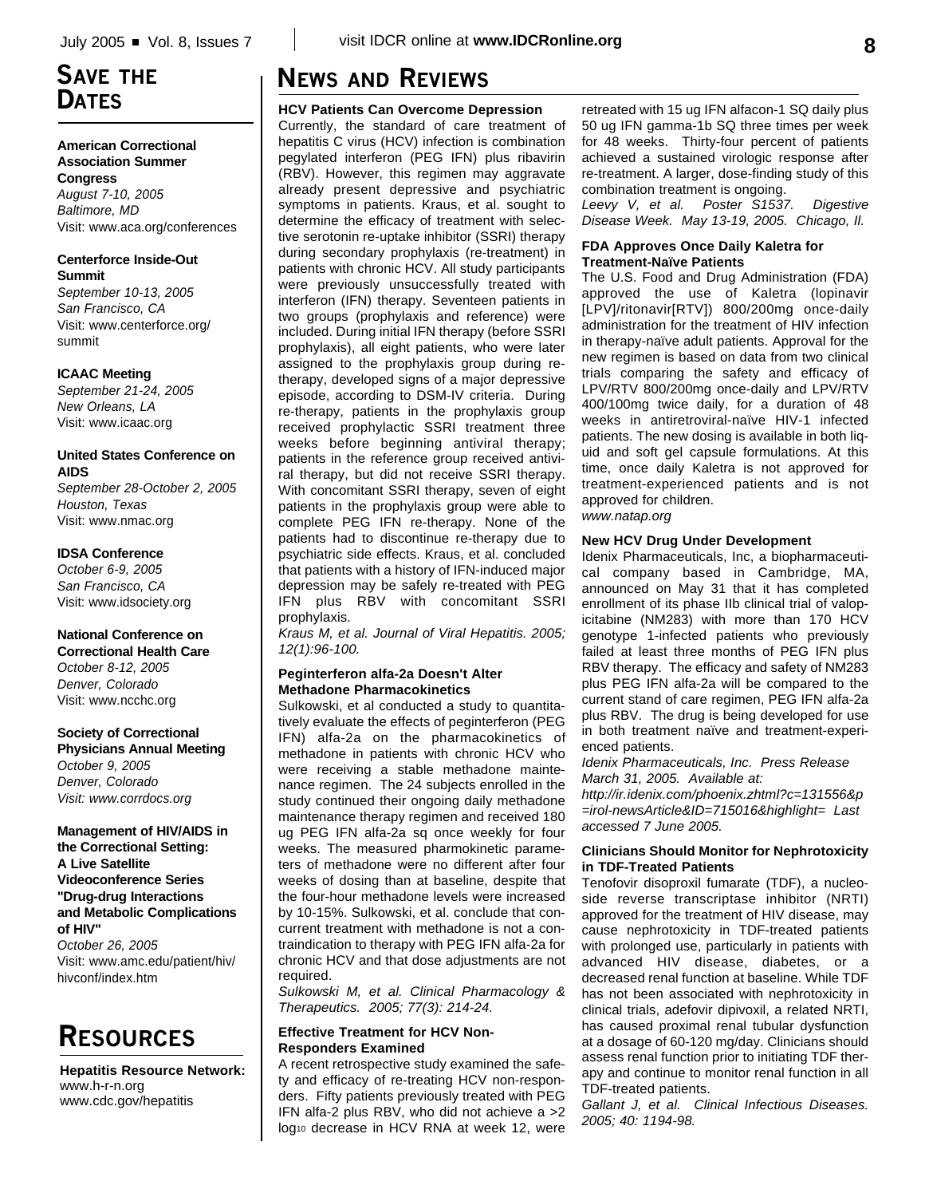# Save the Dates

**American Correctional Association Summer Congress**
*August 7-10, 2005*
*Baltimore, MD*
Visit: www.aca.org/conferences

**Centerforce Inside-Out Summit**
*September 10-13, 2005*
*San Francisco, CA*
Visit: www.centerforce.org/summit

**ICAAC Meeting**
*September 21-24, 2005*
*New Orleans, LA*
Visit: www.icaac.org

**United States Conference on AIDS**
*September 28-October 2, 2005*
*Houston, Texas*
Visit: www.nmac.org

**IDSA Conference**
*October 6-9, 2005*
*San Francisco, CA*
Visit: www.idsociety.org

**National Conference on Correctional Health Care**
*October 8-12, 2005*
*Denver, Colorado*
Visit: www.ncchc.org

**Society of Correctional Physicians Annual Meeting**
*October 9, 2005*
*Denver, Colorado*
*Visit: www.corrdocs.org*

**Management of HIV/AIDS in the Correctional Setting: A Live Satellite Videoconference Series "Drug-drug Interactions and Metabolic Complications of HIV"**
*October 26, 2005*
Visit: www.amc.edu/patient/hiv/hivconf/index.htm

# Resources

**Hepatitis Resource Network:**
www.h-r-n.org
www.cdc.gov/hepatitis

# News and Reviews

### HCV Patients Can Overcome Depression

Currently, the standard of care treatment of hepatitis C virus (HCV) infection is combination pegylated interferon (PEG IFN) plus ribavirin (RBV). However, this regimen may aggravate already present depressive and psychiatric symptoms in patients. Kraus, et al. sought to determine the efficacy of treatment with selective serotonin re-uptake inhibitor (SSRI) therapy during secondary prophylaxis (re-treatment) in patients with chronic HCV. All study participants were previously unsuccessfully treated with interferon (IFN) therapy. Seventeen patients in two groups (prophylaxis and reference) were included. During initial IFN therapy (before SSRI prophylaxis), all eight patients, who were later assigned to the prophylaxis group during re-therapy, developed signs of a major depressive episode, according to DSM-IV criteria. During re-therapy, patients in the prophylaxis group received prophylactic SSRI treatment three weeks before beginning antiviral therapy; patients in the reference group received antiviral therapy, but did not receive SSRI therapy. With concomitant SSRI therapy, seven of eight patients in the prophylaxis group were able to complete PEG IFN re-therapy. None of the patients had to discontinue re-therapy due to psychiatric side effects. Kraus, et al. concluded that patients with a history of IFN-induced major depression may be safely re-treated with PEG IFN plus RBV with concomitant SSRI prophylaxis.

*Kraus M, et al. Journal of Viral Hepatitis. 2005; 12(1):96-100.*

### Peginterferon alfa-2a Doesn't Alter Methadone Pharmacokinetics

Sulkowski, et al conducted a study to quantitatively evaluate the effects of peginterferon (PEG IFN) alfa-2a on the pharmacokinetics of methadone in patients with chronic HCV who were receiving a stable methadone maintenance regimen. The 24 subjects enrolled in the study continued their ongoing daily methadone maintenance therapy regimen and received 180 ug PEG IFN alfa-2a sq once weekly for four weeks. The measured pharmokinetic parameters of methadone were no different after four weeks of dosing than at baseline, despite that the four-hour methadone levels were increased by 10-15%. Sulkowski, et al. conclude that concurrent treatment with methadone is not a contraindication to therapy with PEG IFN alfa-2a for chronic HCV and that dose adjustments are not required.

*Sulkowski M, et al. Clinical Pharmacology & Therapeutics. 2005; 77(3): 214-24.*

### Effective Treatment for HCV Non-Responders Examined

A recent retrospective study examined the safety and efficacy of re-treating HCV non-responders. Fifty patients previously treated with PEG IFN alfa-2 plus RBV, who did not achieve a >2 $\log_{10}$ decrease in HCV RNA at week 12, were retreated with 15 ug IFN alfacon-1 SQ daily plus 50 ug IFN gamma-1b SQ three times per week for 48 weeks. Thirty-four percent of patients achieved a sustained virologic response after re-treatment. A larger, dose-finding study of this combination treatment is ongoing.

*Leevy V, et al. Poster S1537. Digestive Disease Week. May 13-19, 2005. Chicago, Il.*

### FDA Approves Once Daily Kaletra for Treatment-Naïve Patients

The U.S. Food and Drug Administration (FDA) approved the use of Kaletra (lopinavir [LPV]/ritonavir[RTV]) 800/200mg once-daily administration for the treatment of HIV infection in therapy-naïve adult patients. Approval for the new regimen is based on data from two clinical trials comparing the safety and efficacy of LPV/RTV 800/200mg once-daily and LPV/RTV 400/100mg twice daily, for a duration of 48 weeks in antiretroviral-naïve HIV-1 infected patients. The new dosing is available in both liquid and soft gel capsule formulations. At this time, once daily Kaletra is not approved for treatment-experienced patients and is not approved for children.

*www.natap.org*

### New HCV Drug Under Development

Idenix Pharmaceuticals, Inc, a biopharmaceutical company based in Cambridge, MA, announced on May 31 that it has completed enrollment of its phase IIb clinical trial of valopicitabine (NM283) with more than 170 HCV genotype 1-infected patients who previously failed at least three months of PEG IFN plus RBV therapy. The efficacy and safety of NM283 plus PEG IFN alfa-2a will be compared to the current stand of care regimen, PEG IFN alfa-2a plus RBV. The drug is being developed for use in both treatment naïve and treatment-experienced patients.

*Idenix Pharmaceuticals, Inc. Press Release March 31, 2005. Available at: http://ir.idenix.com/phoenix.zhtml?c=131556&p=irol-newsArticle&ID=715016&highlight= Last accessed 7 June 2005.*

### Clinicians Should Monitor for Nephrotoxicity in TDF-Treated Patients

Tenofovir disoproxil fumarate (TDF), a nucleoside reverse transcriptase inhibitor (NRTI) approved for the treatment of HIV disease, may cause nephrotoxicity in TDF-treated patients with prolonged use, particularly in patients with advanced HIV disease, diabetes, or a decreased renal function at baseline. While TDF has not been associated with nephrotoxicity in clinical trials, adefovir dipivoxil, a related NRTI, has caused proximal renal tubular dysfunction at a dosage of 60-120 mg/day. Clinicians should assess renal function prior to initiating TDF therapy and continue to monitor renal function in all TDF-treated patients.

*Gallant J, et al. Clinical Infectious Diseases. 2005; 40: 1194-98.*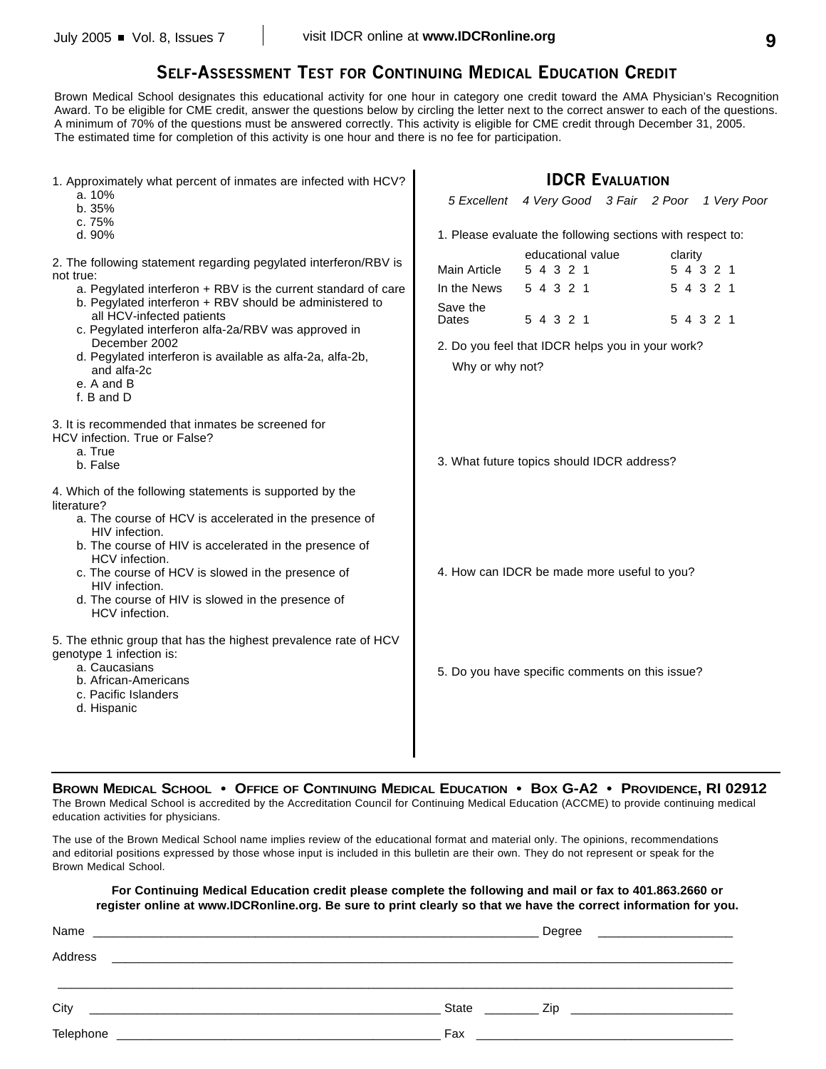## Self-Assessment Test for Continuing Medical Education Credit

Brown Medical School designates this educational activity for one hour in category one credit toward the AMA Physician's Recognition Award. To be eligible for CME credit, answer the questions below by circling the letter next to the correct answer to each of the questions. A minimum of 70% of the questions must be answered correctly. This activity is eligible for CME credit through December 31, 2005. The estimated time for completion of this activity is one hour and there is no fee for participation.

1. Approximately what percent of inmates are infected with HCV?
   - a. 10%
   - b. 35%
   - c. 75%
   - d. 90%

2. The following statement regarding pegylated interferon/RBV is not true:
   - a. Pegylated interferon + RBV is the current standard of care
   - b. Pegylated interferon + RBV should be administered to all HCV-infected patients
   - c. Pegylated interferon alfa-2a/RBV was approved in December 2002
   - d. Pegylated interferon is available as alfa-2a, alfa-2b, and alfa-2c
   - e. A and B
   - f. B and D

3. It is recommended that inmates be screened for HCV infection. True or False?
   - a. True
   - b. False

4. Which of the following statements is supported by the literature?
   - a. The course of HCV is accelerated in the presence of HIV infection.
   - b. The course of HIV is accelerated in the presence of HCV infection.
   - c. The course of HCV is slowed in the presence of HIV infection.
   - d. The course of HIV is slowed in the presence of HCV infection.

5. The ethnic group that has the highest prevalence rate of HCV genotype 1 infection is:
   - a. Caucasians
   - b. African-Americans
   - c. Pacific Islanders
   - d. Hispanic

## IDCR Evaluation

*5 Excellent 4 Very Good 3 Fair 2 Poor 1 Very Poor*

1. Please evaluate the following sections with respect to:

| | educational value | clarity |
|---|---|---|
| Main Article | 5 4 3 2 1 | 5 4 3 2 1 |
| In the News | 5 4 3 2 1 | 5 4 3 2 1 |
| Save the Dates | 5 4 3 2 1 | 5 4 3 2 1 |

2. Do you feel that IDCR helps you in your work? Why or why not?

3. What future topics should IDCR address?

4. How can IDCR be made more useful to you?

5. Do you have specific comments on this issue?

---

**Brown Medical School • Office of Continuing Medical Education • Box G-A2 • Providence, RI 02912**

The Brown Medical School is accredited by the Accreditation Council for Continuing Medical Education (ACCME) to provide continuing medical education activities for physicians.

The use of the Brown Medical School name implies review of the educational format and material only. The opinions, recommendations and editorial positions expressed by those whose input is included in this bulletin are their own. They do not represent or speak for the Brown Medical School.

**For Continuing Medical Education credit please complete the following and mail or fax to 401.863.2660 or register online at www.IDCRonline.org. Be sure to print clearly so that we have the correct information for you.**

Name ____________________ Degree ____________________

Address ____________________

____________________

City ____________________ State ________ Zip ____________________

Telephone ____________________ Fax ____________________